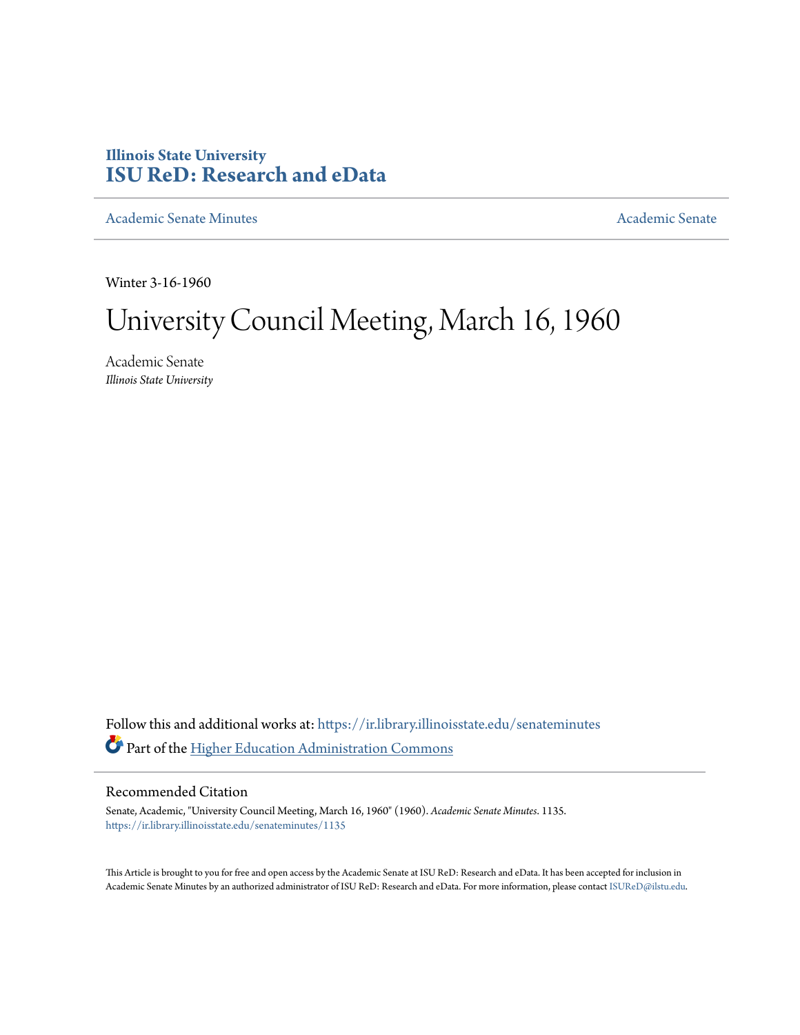Illinois State University
# ISU ReD: Research and eData

Academic Senate Minutes

Academic Senate

Winter 3-16-1960

# University Council Meeting, March 16, 1960

Academic Senate
*Illinois State University*

Follow this and additional works at: https://ir.library.illinoisstate.edu/senateminutes

Part of the Higher Education Administration Commons

## Recommended Citation

Senate, Academic, "University Council Meeting, March 16, 1960" (1960). *Academic Senate Minutes*. 1135.
https://ir.library.illinoisstate.edu/senateminutes/1135

This Article is brought to you for free and open access by the Academic Senate at ISU ReD: Research and eData. It has been accepted for inclusion in Academic Senate Minutes by an authorized administrator of ISU ReD: Research and eData. For more information, please contact ISUReD@ilstu.edu.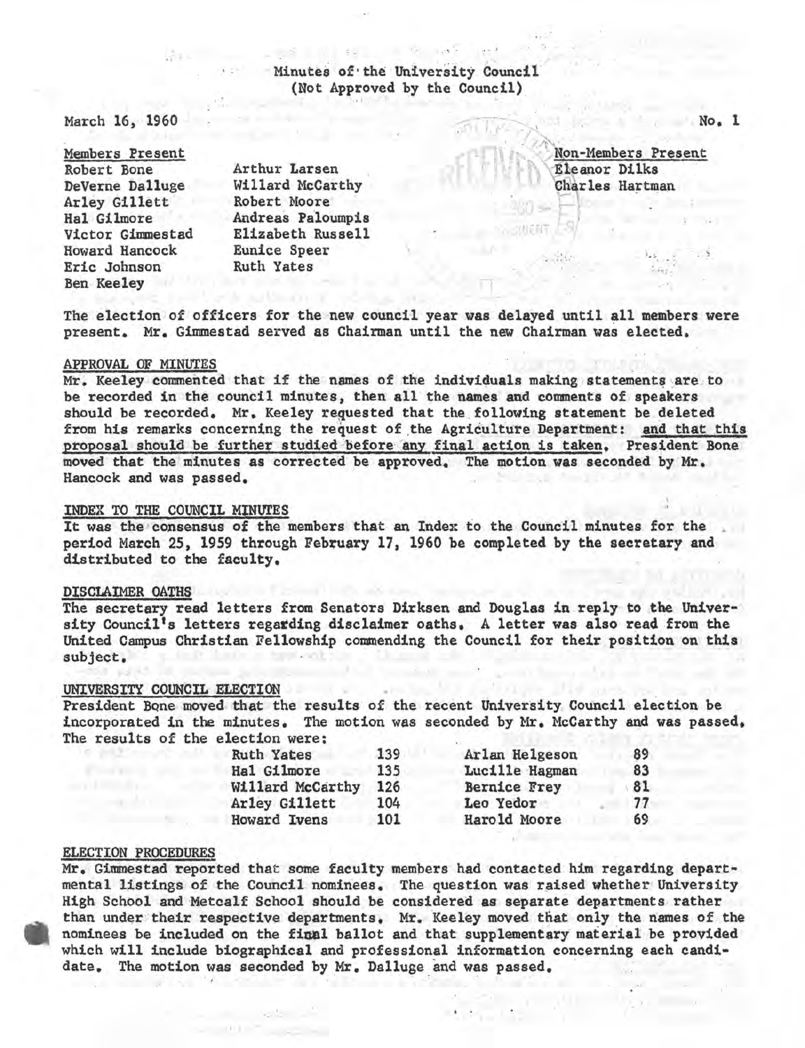# Minutes of the University Council
(Not Approved by the Council)

March 16, 1960 No. 1

**Members Present**

Robert Bone
DeVerne Dalluge
Arley Gillett
Hal Gilmore
Victor Gimmestad
Howard Hancock
Eric Johnson
Ben Keeley
Arthur Larsen
Willard McCarthy
Robert Moore
Andreas Paloumpis
Elizabeth Russell
Eunice Speer
Ruth Yates

**Non-Members Present**

Eleanor Dilks
Charles Hartman

The election of officers for the new council year was delayed until all members were present. Mr. Gimmestad served as Chairman until the new Chairman was elected.

## APPROVAL OF MINUTES

Mr. Keeley commented that if the names of the individuals making statements are to be recorded in the council minutes, then all the names and comments of speakers should be recorded. Mr. Keeley requested that the following statement be deleted from his remarks concerning the request of the Agriculture Department: <u>and that this proposal should be further studied before any final action is taken.</u> President Bone moved that the minutes as corrected be approved. The motion was seconded by Mr. Hancock and was passed.

## INDEX TO THE COUNCIL MINUTES

It was the consensus of the members that an Index to the Council minutes for the period March 25, 1959 through February 17, 1960 be completed by the secretary and distributed to the faculty.

## DISCLAIMER OATHS

The secretary read letters from Senators Dirksen and Douglas in reply to the University Council's letters regarding disclaimer oaths. A letter was also read from the United Campus Christian Fellowship commending the Council for their position on this subject.

## UNIVERSITY COUNCIL ELECTION

President Bone moved that the results of the recent University Council election be incorporated in the minutes. The motion was seconded by Mr. McCarthy and was passed. The results of the election were:

| | | | |
|---|---|---|---|
| Ruth Yates | 139 | Arlan Helgeson | 89 |
| Hal Gilmore | 135 | Lucille Hagman | 83 |
| Willard McCarthy | 126 | Bernice Frey | 81 |
| Arley Gillett | 104 | Leo Yedor | 77 |
| Howard Ivens | 101 | Harold Moore | 69 |

## ELECTION PROCEDURES

Mr. Gimmestad reported that some faculty members had contacted him regarding departmental listings of the Council nominees. The question was raised whether University High School and Metcalf School should be considered as separate departments rather than under their respective departments. Mr. Keeley moved that only the names of the nominees be included on the final ballot and that supplementary material be provided which will include biographical and professional information concerning each candidate. The motion was seconded by Mr. Dalluge and was passed.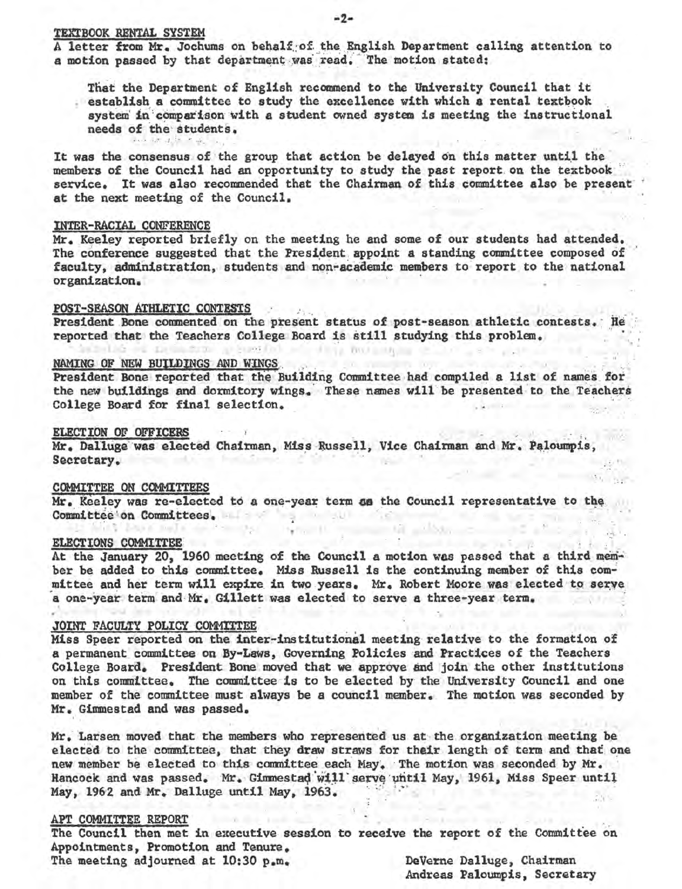## TEXTBOOK RENTAL SYSTEM

A letter from Mr. Jochums on behalf of the English Department calling attention to a motion passed by that department was read. The motion stated:

> That the Department of English recommend to the University Council that it establish a committee to study the excellence with which a rental textbook system in comparison with a student owned system is meeting the instructional needs of the students.

It was the consensus of the group that action be delayed on this matter until the members of the Council had an opportunity to study the past report on the textbook service. It was also recommended that the Chairman of this committee also be present at the next meeting of the Council.

## INTER-RACIAL CONFERENCE

Mr. Keeley reported briefly on the meeting he and some of our students had attended. The conference suggested that the President appoint a standing committee composed of faculty, administration, students and non-academic members to report to the national organization.

## POST-SEASON ATHLETIC CONTESTS

President Bone commented on the present status of post-season athletic contests. He reported that the Teachers College Board is still studying this problem.

## NAMING OF NEW BUILDINGS AND WINGS

President Bone reported that the Building Committee had compiled a list of names for the new buildings and dormitory wings. These names will be presented to the Teachers College Board for final selection.

## ELECTION OF OFFICERS

Mr. Dalluge was elected Chairman, Miss Russell, Vice Chairman and Mr. Paloumpis, Secretary.

## COMMITTEE ON COMMITTEES

Mr. Keeley was re-elected to a one-year term as the Council representative to the Committee on Committees.

## ELECTIONS COMMITTEE

At the January 20, 1960 meeting of the Council a motion was passed that a third member be added to this committee. Miss Russell is the continuing member of this committee and her term will expire in two years. Mr. Robert Moore was elected to serve a one-year term and Mr. Gillett was elected to serve a three-year term.

## JOINT FACULTY POLICY COMMITTEE

Miss Speer reported on the inter-institutional meeting relative to the formation of a permanent committee on By-Laws, Governing Policies and Practices of the Teachers College Board. President Bone moved that we approve and join the other institutions on this committee. The committee is to be elected by the University Council and one member of the committee must always be a council member. The motion was seconded by Mr. Gimmestad and was passed.

Mr. Larsen moved that the members who represented us at the organization meeting be elected to the committee, that they draw straws for their length of term and that one new member be elected to this committee each May. The motion was seconded by Mr. Hancock and was passed. Mr. Gimmestad will serve until May, 1961, Miss Speer until May, 1962 and Mr. Dalluge until May, 1963.

## APT COMMITTEE REPORT

The Council then met in executive session to receive the report of the Committee on Appointments, Promotion and Tenure.

The meeting adjourned at 10:30 p.m.

DeVerne Dalluge, Chairman
Andreas Paloumpis, Secretary